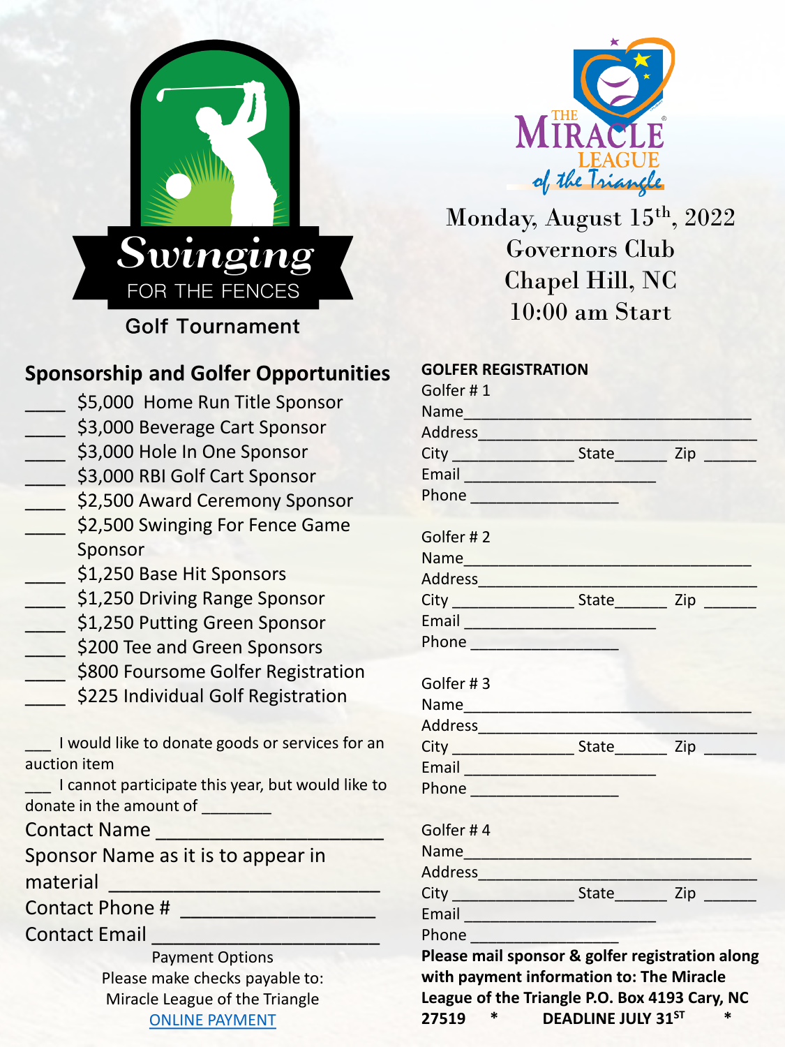# Swinging FOR THE FENCES

Golf Tournament

THE MIRACLE LEAGUE of the Triangle

Monday, August 15th, 2022
Governors Club
Chapel Hill, NC
10:00 am Start

## Sponsorship and Golfer Opportunities

____ $5,000 Home Run Title Sponsor
____ $3,000 Beverage Cart Sponsor
____ $3,000 Hole In One Sponsor
____ $3,000 RBI Golf Cart Sponsor
____ $2,500 Award Ceremony Sponsor
____ $2,500 Swinging For Fence Game Sponsor
____ $1,250 Base Hit Sponsors
____ $1,250 Driving Range Sponsor
____ $1,250 Putting Green Sponsor
____ $200 Tee and Green Sponsors
____ $800 Foursome Golfer Registration
____ $225 Individual Golf Registration

___ I would like to donate goods or services for an auction item

___ I cannot participate this year, but would like to donate in the amount of ________

Contact Name _____________________

Sponsor Name as it is to appear in material ________________________

Contact Phone # __________________

Contact Email _____________________

Payment Options
Please make checks payable to:
Miracle League of the Triangle
[ONLINE PAYMENT]

**GOLFER REGISTRATION**

Golfer # 1
Name________________________________
Address______________________________
City _____________ State______ Zip ______
Email ______________________
Phone ________________

Golfer # 2
Name________________________________
Address______________________________
City _____________ State______ Zip ______
Email ______________________
Phone ________________

Golfer # 3
Name________________________________
Address______________________________
City _____________ State______ Zip ______
Email ______________________
Phone ________________

Golfer # 4
Name________________________________
Address______________________________
City _____________ State______ Zip ______
Email ______________________
Phone ________________

**Please mail sponsor & golfer registration along with payment information to: The Miracle League of the Triangle P.O. Box 4193 Cary, NC 27519 * DEADLINE JULY 31ST ***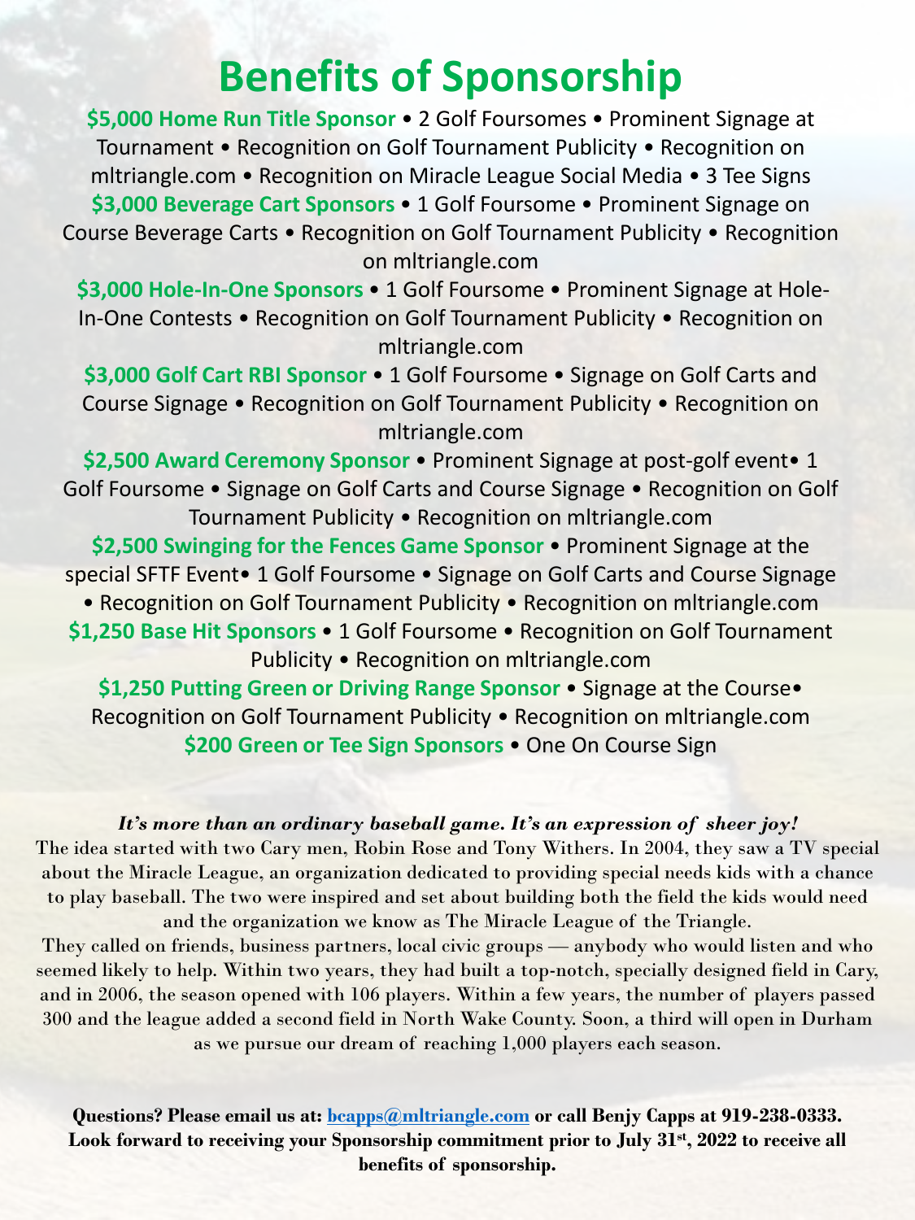# Benefits of Sponsorship

**$5,000 Home Run Title Sponsor** • 2 Golf Foursomes • Prominent Signage at Tournament • Recognition on Golf Tournament Publicity • Recognition on mltriangle.com • Recognition on Miracle League Social Media • 3 Tee Signs

**$3,000 Beverage Cart Sponsors** • 1 Golf Foursome • Prominent Signage on Course Beverage Carts • Recognition on Golf Tournament Publicity • Recognition on mltriangle.com

**$3,000 Hole-In-One Sponsors** • 1 Golf Foursome • Prominent Signage at Hole-In-One Contests • Recognition on Golf Tournament Publicity • Recognition on mltriangle.com

**$3,000 Golf Cart RBI Sponsor** • 1 Golf Foursome • Signage on Golf Carts and Course Signage • Recognition on Golf Tournament Publicity • Recognition on mltriangle.com

**$2,500 Award Ceremony Sponsor** • Prominent Signage at post-golf event• 1 Golf Foursome • Signage on Golf Carts and Course Signage • Recognition on Golf Tournament Publicity • Recognition on mltriangle.com

**$2,500 Swinging for the Fences Game Sponsor** • Prominent Signage at the special SFTF Event• 1 Golf Foursome • Signage on Golf Carts and Course Signage • Recognition on Golf Tournament Publicity • Recognition on mltriangle.com

**$1,250 Base Hit Sponsors** • 1 Golf Foursome • Recognition on Golf Tournament Publicity • Recognition on mltriangle.com

**$1,250 Putting Green or Driving Range Sponsor** • Signage at the Course• Recognition on Golf Tournament Publicity • Recognition on mltriangle.com

**$200 Green or Tee Sign Sponsors** • One On Course Sign

***It's more than an ordinary baseball game. It's an expression of sheer joy!***

The idea started with two Cary men, Robin Rose and Tony Withers. In 2004, they saw a TV special about the Miracle League, an organization dedicated to providing special needs kids with a chance to play baseball. The two were inspired and set about building both the field the kids would need and the organization we know as The Miracle League of the Triangle.

They called on friends, business partners, local civic groups — anybody who would listen and who seemed likely to help. Within two years, they had built a top-notch, specially designed field in Cary, and in 2006, the season opened with 106 players. Within a few years, the number of players passed 300 and the league added a second field in North Wake County. Soon, a third will open in Durham as we pursue our dream of reaching 1,000 players each season.

**Questions? Please email us at: bcapps@mltriangle.com or call Benjy Capps at 919-238-0333. Look forward to receiving your Sponsorship commitment prior to July 31st, 2022 to receive all benefits of sponsorship.**